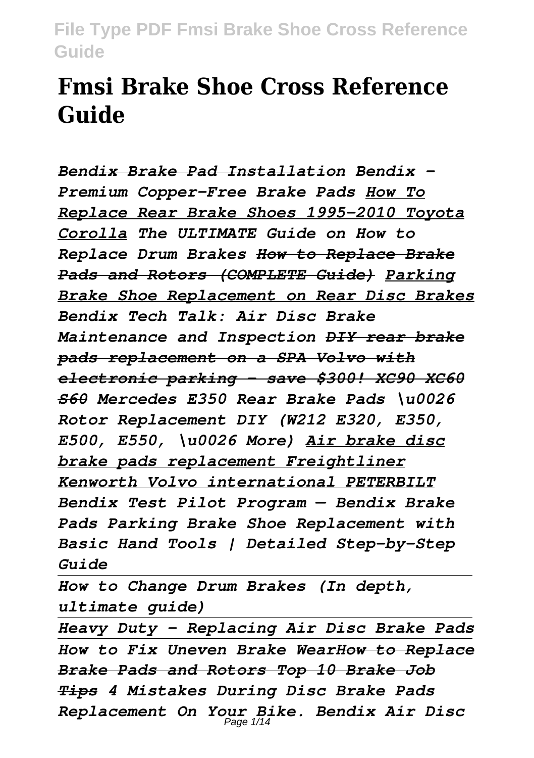# Fmsi Brake Shoe Cross Reference Guide

*~~Bendix Brake Pad Installation~~ Bendix - Premium Copper-Free Brake Pads How To Replace Rear Brake Shoes 1995-2010 Toyota Corolla The ULTIMATE Guide on How to Replace Drum Brakes ~~How to Replace Brake Pads and Rotors (COMPLETE Guide)~~ Parking Brake Shoe Replacement on Rear Disc Brakes Bendix Tech Talk: Air Disc Brake Maintenance and Inspection ~~DIY rear brake pads replacement on a SPA Volvo with electronic parking - save $300! XC90 XC60 S60~~ Mercedes E350 Rear Brake Pads \u0026 Rotor Replacement DIY (W212 E320, E350, E500, E550, \u0026 More) Air brake disc brake pads replacement Freightliner Kenworth Volvo international PETERBILT Bendix Test Pilot Program — Bendix Brake Pads Parking Brake Shoe Replacement with Basic Hand Tools | Detailed Step-by-Step Guide*

*How to Change Drum Brakes (In depth, ultimate guide)*

*Heavy Duty - Replacing Air Disc Brake Pads*

*How to Fix Uneven Brake Wear~~How to Replace Brake Pads and Rotors Top 10 Brake Job Tips~~ 4 Mistakes During Disc Brake Pads Replacement On Your Bike. Bendix Air Disc*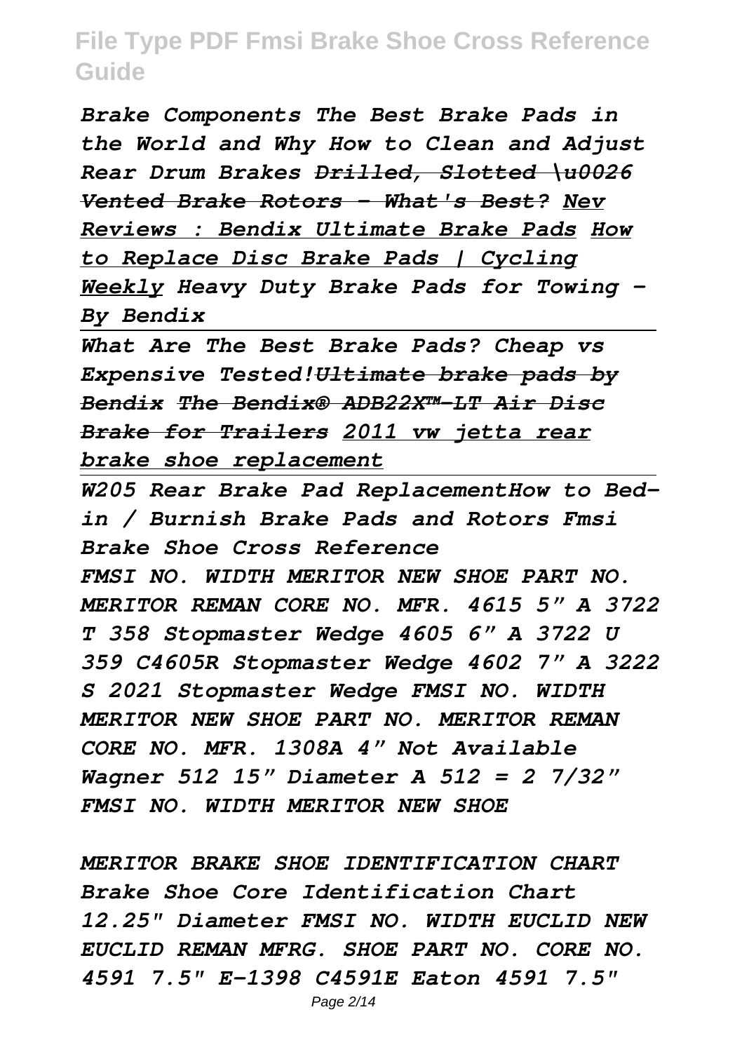*Brake Components The Best Brake Pads in the World and Why How to Clean and Adjust Rear Drum Brakes ~~Drilled, Slotted \u0026 Vented Brake Rotors - What's Best?~~ Nev Reviews : Bendix Ultimate Brake Pads How to Replace Disc Brake Pads | Cycling Weekly Heavy Duty Brake Pads for Towing - By Bendix*

---

*What Are The Best Brake Pads? Cheap vs Expensive Tested!~~Ultimate brake pads by Bendix~~ ~~The Bendix® ADB22X™-LT Air Disc Brake for Trailers~~ 2011 vw jetta rear brake shoe replacement*

---

*W205 Rear Brake Pad ReplacementHow to Bed-in / Burnish Brake Pads and Rotors Fmsi Brake Shoe Cross Reference*

*FMSI NO. WIDTH MERITOR NEW SHOE PART NO. MERITOR REMAN CORE NO. MFR. 4615 5" A 3722 T 358 Stopmaster Wedge 4605 6" A 3722 U 359 C4605R Stopmaster Wedge 4602 7" A 3222 S 2021 Stopmaster Wedge FMSI NO. WIDTH MERITOR NEW SHOE PART NO. MERITOR REMAN CORE NO. MFR. 1308A 4" Not Available Wagner 512 15" Diameter A 512 = 2 7/32" FMSI NO. WIDTH MERITOR NEW SHOE*

*MERITOR BRAKE SHOE IDENTIFICATION CHART Brake Shoe Core Identification Chart 12.25" Diameter FMSI NO. WIDTH EUCLID NEW EUCLID REMAN MFRG. SHOE PART NO. CORE NO. 4591 7.5" E-1398 C4591E Eaton 4591 7.5"*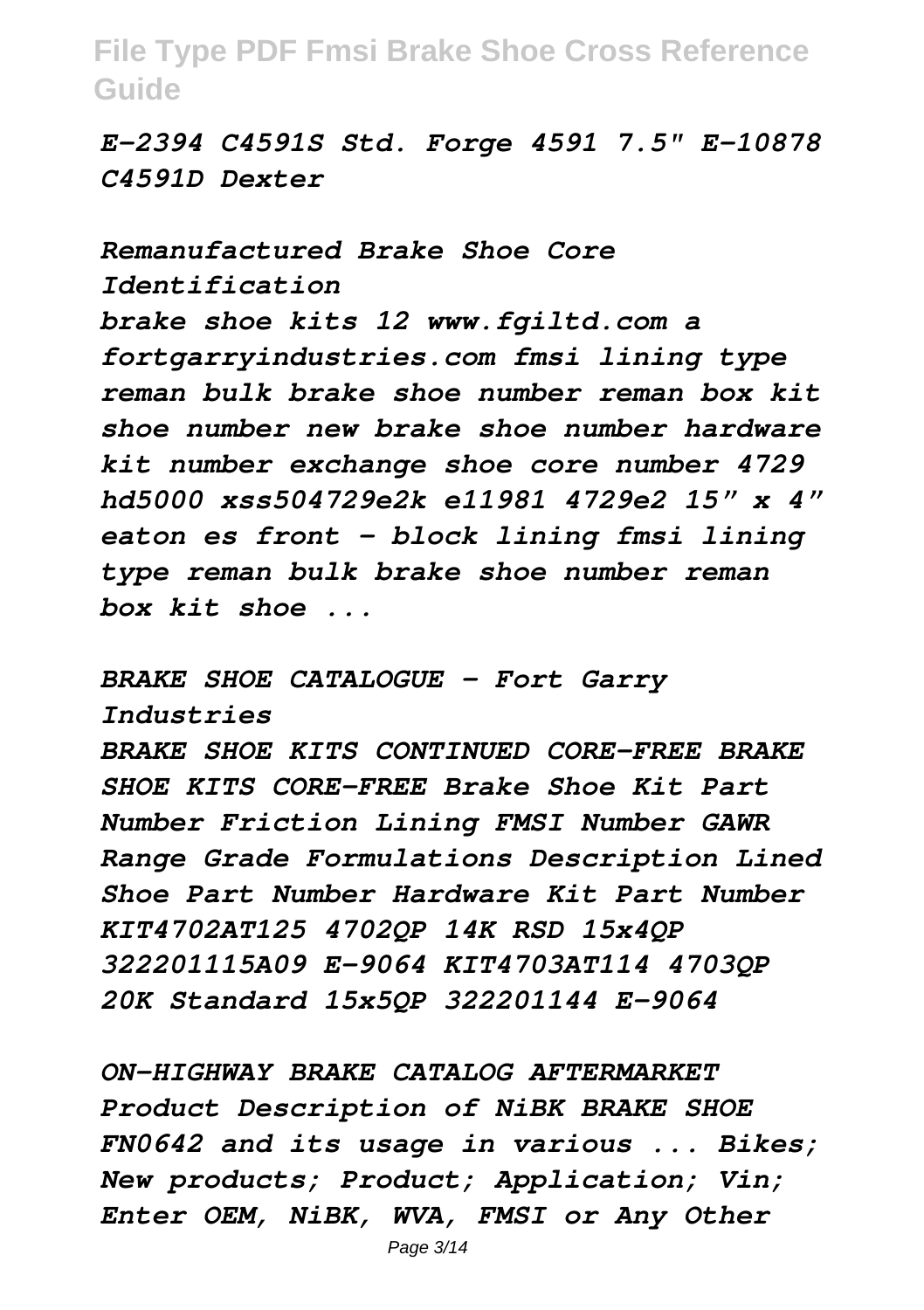*E-2394 C4591S Std. Forge 4591 7.5" E-10878 C4591D Dexter*

*Remanufactured Brake Shoe Core Identification*

*brake shoe kits 12 www.fgiltd.com a fortgarryindustries.com fmsi lining type reman bulk brake shoe number reman box kit shoe number new brake shoe number hardware kit number exchange shoe core number 4729 hd5000 xss504729e2k e11981 4729e2 15" x 4" eaton es front - block lining fmsi lining type reman bulk brake shoe number reman box kit shoe ...*

*BRAKE SHOE CATALOGUE - Fort Garry Industries*

*BRAKE SHOE KITS CONTINUED CORE-FREE BRAKE SHOE KITS CORE-FREE Brake Shoe Kit Part Number Friction Lining FMSI Number GAWR Range Grade Formulations Description Lined Shoe Part Number Hardware Kit Part Number KIT4702AT125 4702QP 14K RSD 15x4QP 322201115A09 E-9064 KIT4703AT114 4703QP 20K Standard 15x5QP 322201144 E-9064*

*ON-HIGHWAY BRAKE CATALOG AFTERMARKET*

*Product Description of NiBK BRAKE SHOE FN0642 and its usage in various ... Bikes; New products; Product; Application; Vin; Enter OEM, NiBK, WVA, FMSI or Any Other*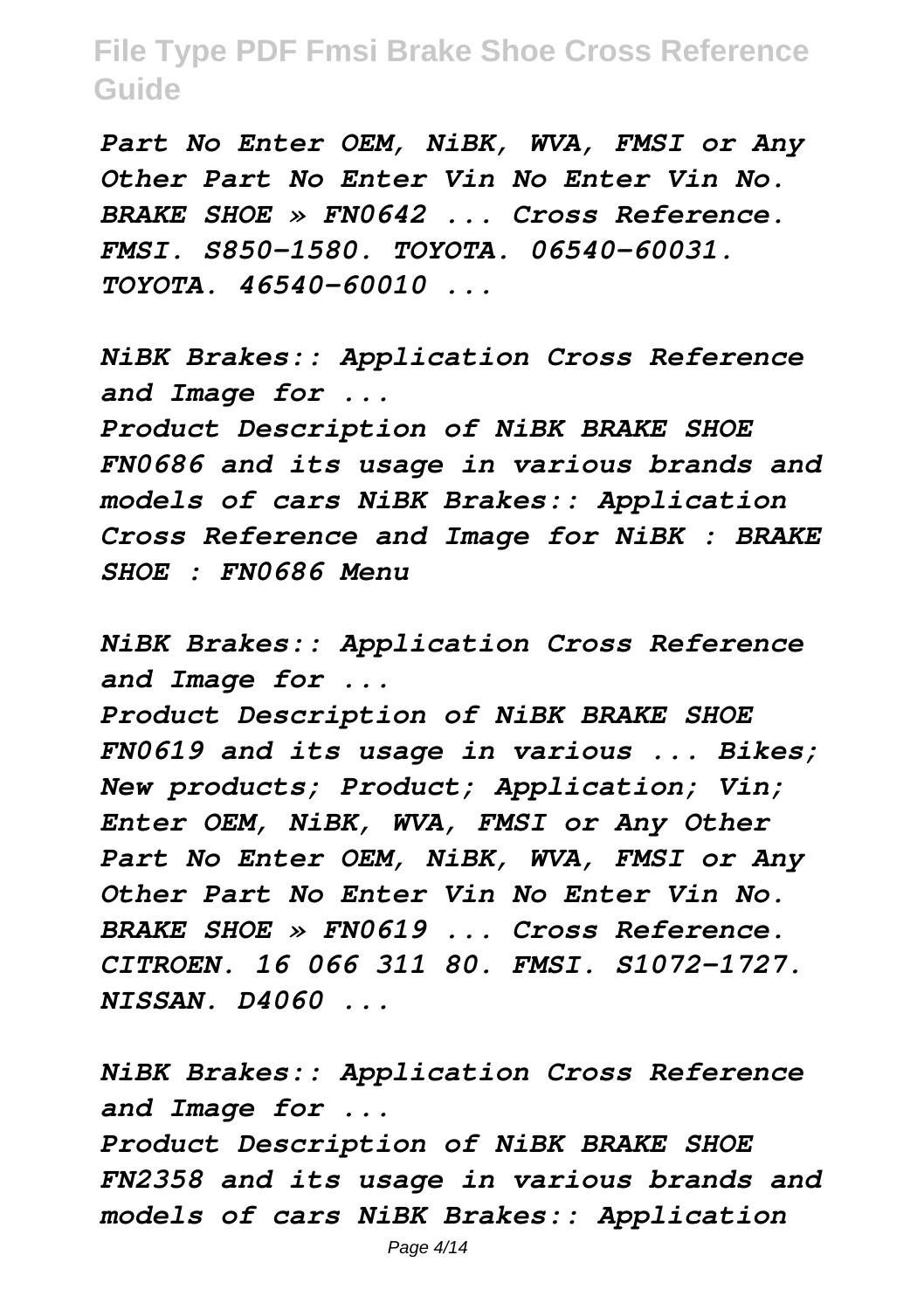*Part No Enter OEM, NiBK, WVA, FMSI or Any Other Part No Enter Vin No Enter Vin No. BRAKE SHOE » FN0642 ... Cross Reference. FMSI. S850-1580. TOYOTA. 06540-60031. TOYOTA. 46540-60010 ...*

*NiBK Brakes:: Application Cross Reference and Image for ...*

*Product Description of NiBK BRAKE SHOE FN0686 and its usage in various brands and models of cars NiBK Brakes:: Application Cross Reference and Image for NiBK : BRAKE SHOE : FN0686 Menu*

*NiBK Brakes:: Application Cross Reference and Image for ...*

*Product Description of NiBK BRAKE SHOE FN0619 and its usage in various ... Bikes; New products; Product; Application; Vin; Enter OEM, NiBK, WVA, FMSI or Any Other Part No Enter OEM, NiBK, WVA, FMSI or Any Other Part No Enter Vin No Enter Vin No. BRAKE SHOE » FN0619 ... Cross Reference. CITROEN. 16 066 311 80. FMSI. S1072-1727. NISSAN. D4060 ...*

*NiBK Brakes:: Application Cross Reference and Image for ...*

*Product Description of NiBK BRAKE SHOE FN2358 and its usage in various brands and models of cars NiBK Brakes:: Application*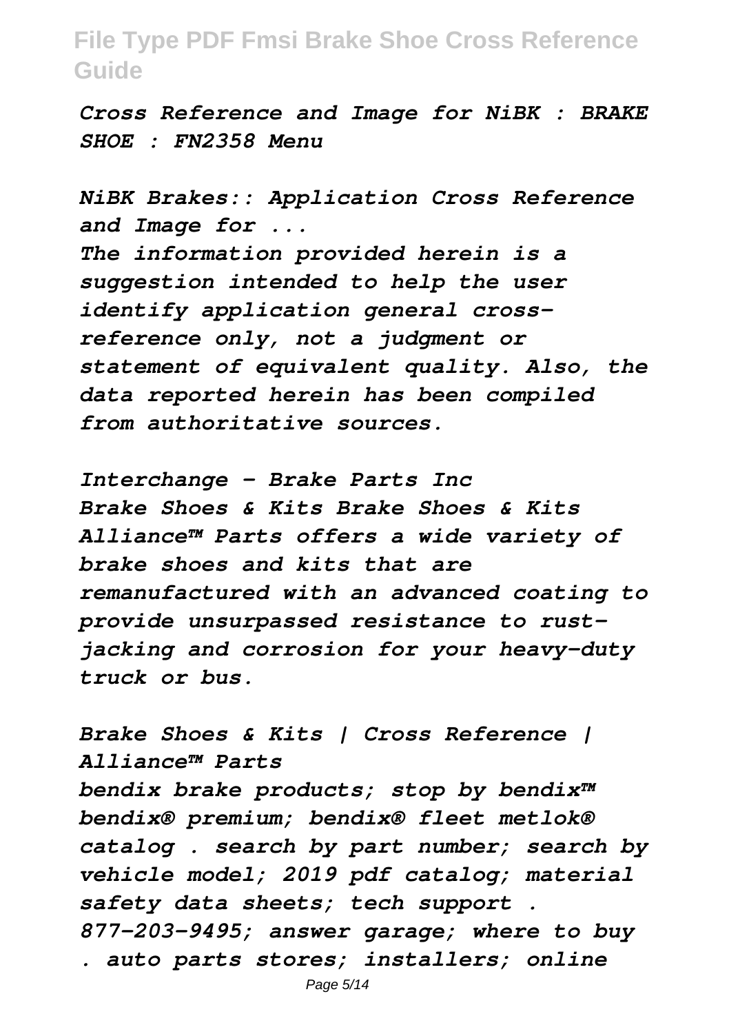*Cross Reference and Image for NiBK : BRAKE SHOE : FN2358 Menu*

*NiBK Brakes:: Application Cross Reference and Image for ...*

*The information provided herein is a suggestion intended to help the user identify application general cross-reference only, not a judgment or statement of equivalent quality. Also, the data reported herein has been compiled from authoritative sources.*

*Interchange - Brake Parts Inc*

*Brake Shoes & Kits Brake Shoes & Kits Alliance™ Parts offers a wide variety of brake shoes and kits that are remanufactured with an advanced coating to provide unsurpassed resistance to rust-jacking and corrosion for your heavy-duty truck or bus.*

*Brake Shoes & Kits | Cross Reference | Alliance™ Parts*

*bendix brake products; stop by bendix™ bendix® premium; bendix® fleet metlok® catalog . search by part number; search by vehicle model; 2019 pdf catalog; material safety data sheets; tech support . 877-203-9495; answer garage; where to buy . auto parts stores; installers; online*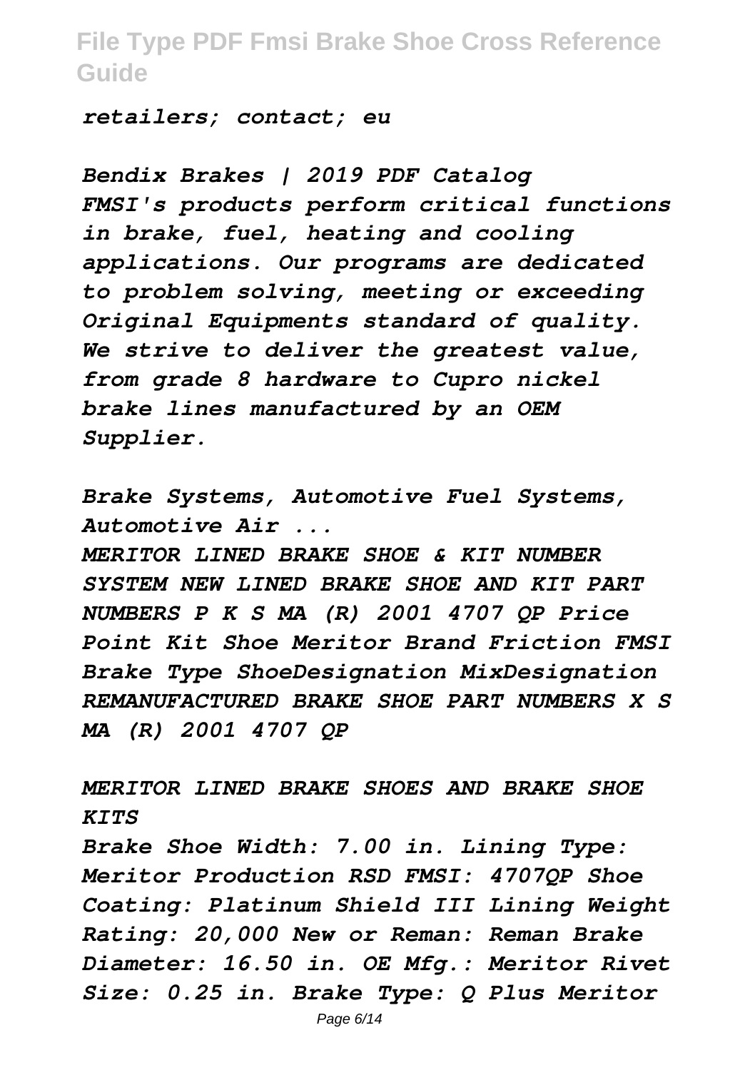*retailers; contact; eu*

*Bendix Brakes | 2019 PDF Catalog*
*FMSI's products perform critical functions in brake, fuel, heating and cooling applications. Our programs are dedicated to problem solving, meeting or exceeding Original Equipments standard of quality. We strive to deliver the greatest value, from grade 8 hardware to Cupro nickel brake lines manufactured by an OEM Supplier.*

*Brake Systems, Automotive Fuel Systems, Automotive Air ...*
*MERITOR LINED BRAKE SHOE & KIT NUMBER SYSTEM NEW LINED BRAKE SHOE AND KIT PART NUMBERS P K S MA (R) 2001 4707 QP Price Point Kit Shoe Meritor Brand Friction FMSI Brake Type ShoeDesignation MixDesignation REMANUFACTURED BRAKE SHOE PART NUMBERS X S MA (R) 2001 4707 QP*

*MERITOR LINED BRAKE SHOES AND BRAKE SHOE KITS*
*Brake Shoe Width: 7.00 in. Lining Type: Meritor Production RSD FMSI: 4707QP Shoe Coating: Platinum Shield III Lining Weight Rating: 20,000 New or Reman: Reman Brake Diameter: 16.50 in. OE Mfg.: Meritor Rivet Size: 0.25 in. Brake Type: Q Plus Meritor*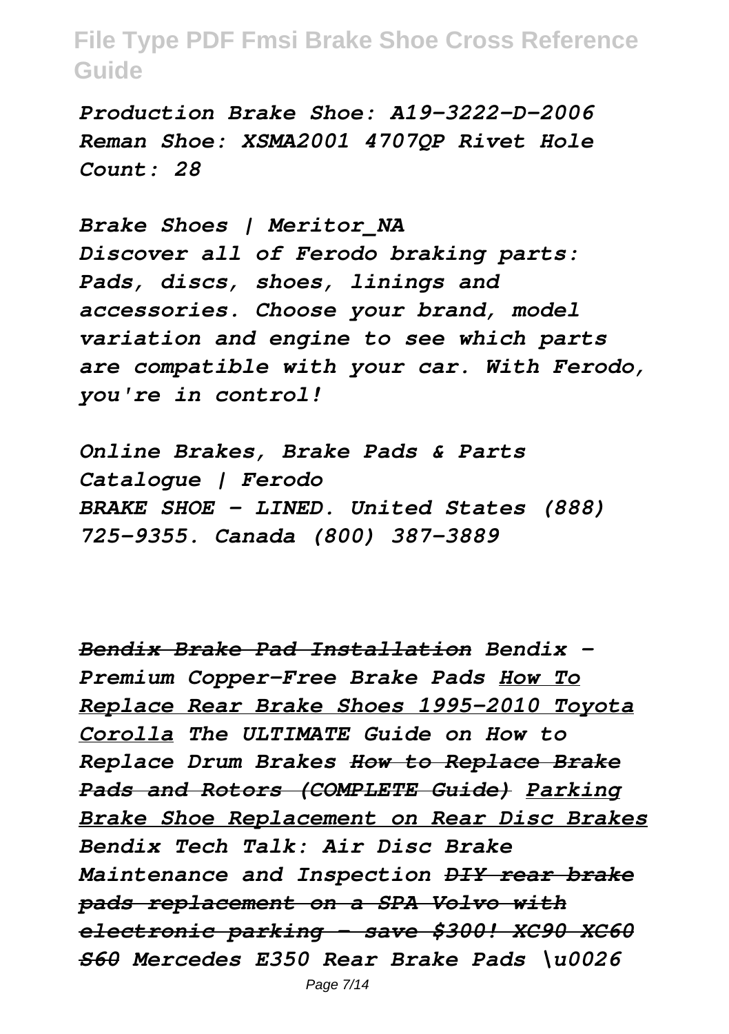*Production Brake Shoe: A19-3222-D-2006 Reman Shoe: XSMA2001 4707QP Rivet Hole Count: 28*

*Brake Shoes | Meritor_NA*
*Discover all of Ferodo braking parts: Pads, discs, shoes, linings and accessories. Choose your brand, model variation and engine to see which parts are compatible with your car. With Ferodo, you're in control!*

*Online Brakes, Brake Pads & Parts Catalogue | Ferodo*
*BRAKE SHOE - LINED. United States (888) 725-9355. Canada (800) 387-3889*

*~~Bendix Brake Pad Installation~~ Bendix - Premium Copper-Free Brake Pads How To Replace Rear Brake Shoes 1995-2010 Toyota Corolla The ULTIMATE Guide on How to Replace Drum Brakes ~~How to Replace Brake Pads and Rotors (COMPLETE Guide)~~ Parking Brake Shoe Replacement on Rear Disc Brakes Bendix Tech Talk: Air Disc Brake Maintenance and Inspection ~~DIY rear brake pads replacement on a SPA Volvo with electronic parking - save $300! XC90 XC60 S60~~ Mercedes E350 Rear Brake Pads \u0026*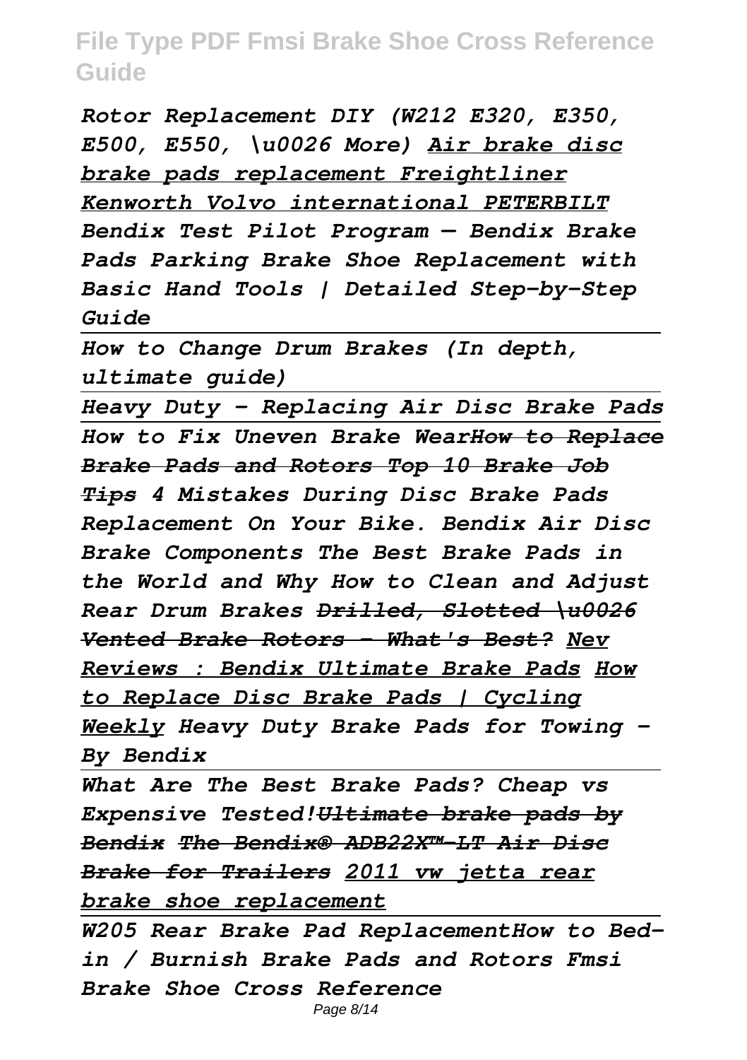*Rotor Replacement DIY (W212 E320, E350, E500, E550, \u0026 More) Air brake disc brake pads replacement Freightliner Kenworth Volvo international PETERBILT Bendix Test Pilot Program — Bendix Brake Pads Parking Brake Shoe Replacement with Basic Hand Tools | Detailed Step-by-Step Guide*

*How to Change Drum Brakes (In depth, ultimate guide)*

*Heavy Duty - Replacing Air Disc Brake Pads How to Fix Uneven Brake Wear~~How to Replace Brake Pads and Rotors Top 10 Brake Job Tips~~ 4 Mistakes During Disc Brake Pads Replacement On Your Bike. Bendix Air Disc Brake Components The Best Brake Pads in the World and Why How to Clean and Adjust Rear Drum Brakes ~~Drilled, Slotted \u0026 Vented Brake Rotors - What's Best?~~ Nev Reviews : Bendix Ultimate Brake Pads How to Replace Disc Brake Pads | Cycling Weekly Heavy Duty Brake Pads for Towing - By Bendix*

*What Are The Best Brake Pads? Cheap vs Expensive Tested!~~Ultimate brake pads by Bendix~~ ~~The Bendix® ADB22X™-LT Air Disc Brake for Trailers~~ 2011 vw jetta rear brake shoe replacement*

*W205 Rear Brake Pad ReplacementHow to Bed-in / Burnish Brake Pads and Rotors Fmsi Brake Shoe Cross Reference*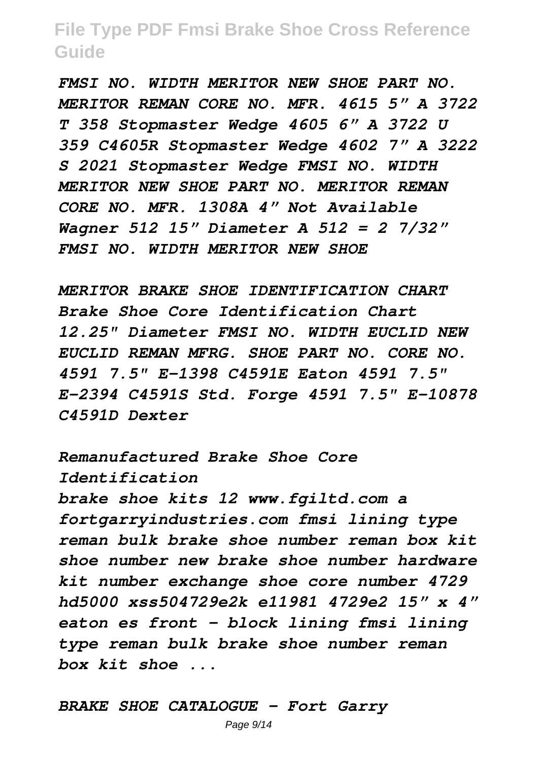*FMSI NO. WIDTH MERITOR NEW SHOE PART NO. MERITOR REMAN CORE NO. MFR. 4615 5" A 3722 T 358 Stopmaster Wedge 4605 6" A 3722 U 359 C4605R Stopmaster Wedge 4602 7" A 3222 S 2021 Stopmaster Wedge FMSI NO. WIDTH MERITOR NEW SHOE PART NO. MERITOR REMAN CORE NO. MFR. 1308A 4" Not Available Wagner 512 15" Diameter A 512 = 2 7/32" FMSI NO. WIDTH MERITOR NEW SHOE*

*MERITOR BRAKE SHOE IDENTIFICATION CHART Brake Shoe Core Identification Chart 12.25" Diameter FMSI NO. WIDTH EUCLID NEW EUCLID REMAN MFRG. SHOE PART NO. CORE NO. 4591 7.5" E-1398 C4591E Eaton 4591 7.5" E-2394 C4591S Std. Forge 4591 7.5" E-10878 C4591D Dexter*

*Remanufactured Brake Shoe Core Identification*

*brake shoe kits 12 www.fgiltd.com a fortgarryindustries.com fmsi lining type reman bulk brake shoe number reman box kit shoe number new brake shoe number hardware kit number exchange shoe core number 4729 hd5000 xss504729e2k e11981 4729e2 15" x 4" eaton es front - block lining fmsi lining type reman bulk brake shoe number reman box kit shoe ...*

*BRAKE SHOE CATALOGUE - Fort Garry*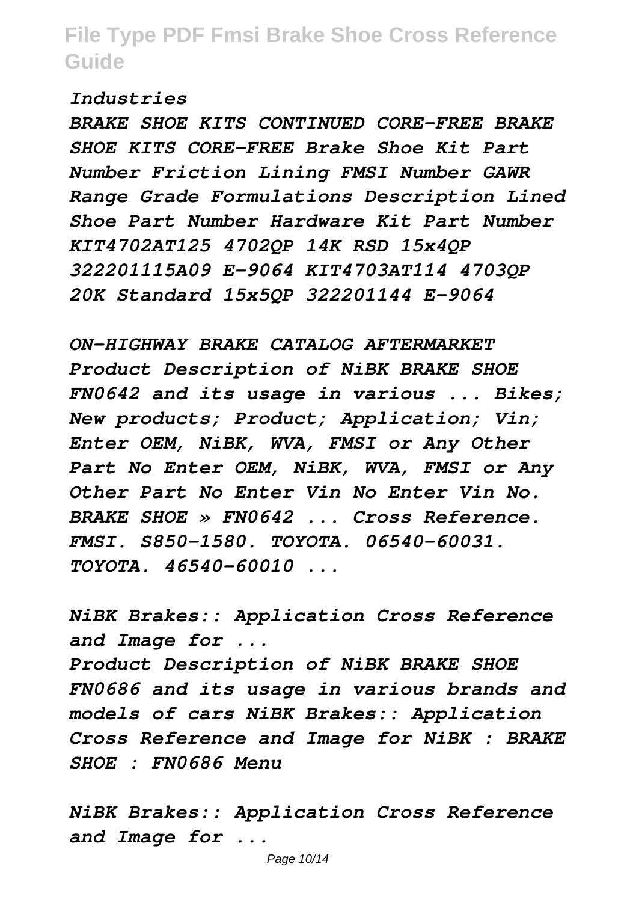*Industries*

*BRAKE SHOE KITS CONTINUED CORE-FREE BRAKE SHOE KITS CORE-FREE Brake Shoe Kit Part Number Friction Lining FMSI Number GAWR Range Grade Formulations Description Lined Shoe Part Number Hardware Kit Part Number KIT4702AT125 4702QP 14K RSD 15x4QP 322201115A09 E-9064 KIT4703AT114 4703QP 20K Standard 15x5QP 322201144 E-9064*

*ON-HIGHWAY BRAKE CATALOG AFTERMARKET Product Description of NiBK BRAKE SHOE FN0642 and its usage in various ... Bikes; New products; Product; Application; Vin; Enter OEM, NiBK, WVA, FMSI or Any Other Part No Enter OEM, NiBK, WVA, FMSI or Any Other Part No Enter Vin No Enter Vin No. BRAKE SHOE » FN0642 ... Cross Reference. FMSI. S850-1580. TOYOTA. 06540-60031. TOYOTA. 46540-60010 ...*

*NiBK Brakes:: Application Cross Reference and Image for ...*

*Product Description of NiBK BRAKE SHOE FN0686 and its usage in various brands and models of cars NiBK Brakes:: Application Cross Reference and Image for NiBK : BRAKE SHOE : FN0686 Menu*

*NiBK Brakes:: Application Cross Reference and Image for ...*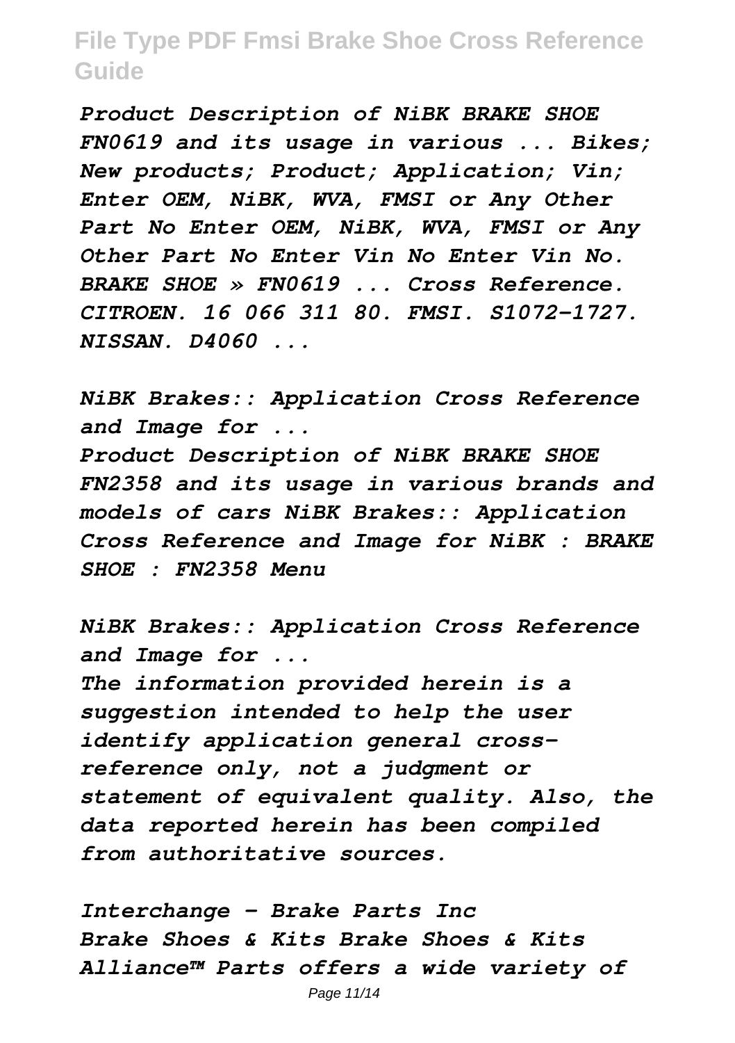*Product Description of NiBK BRAKE SHOE FN0619 and its usage in various ... Bikes; New products; Product; Application; Vin; Enter OEM, NiBK, WVA, FMSI or Any Other Part No Enter OEM, NiBK, WVA, FMSI or Any Other Part No Enter Vin No Enter Vin No. BRAKE SHOE » FN0619 ... Cross Reference. CITROEN. 16 066 311 80. FMSI. S1072-1727. NISSAN. D4060 ...*

*NiBK Brakes:: Application Cross Reference and Image for ...*

*Product Description of NiBK BRAKE SHOE FN2358 and its usage in various brands and models of cars NiBK Brakes:: Application Cross Reference and Image for NiBK : BRAKE SHOE : FN2358 Menu*

*NiBK Brakes:: Application Cross Reference and Image for ...*

*The information provided herein is a suggestion intended to help the user identify application general cross-reference only, not a judgment or statement of equivalent quality. Also, the data reported herein has been compiled from authoritative sources.*

*Interchange - Brake Parts Inc*

*Brake Shoes & Kits Brake Shoes & Kits Alliance™ Parts offers a wide variety of*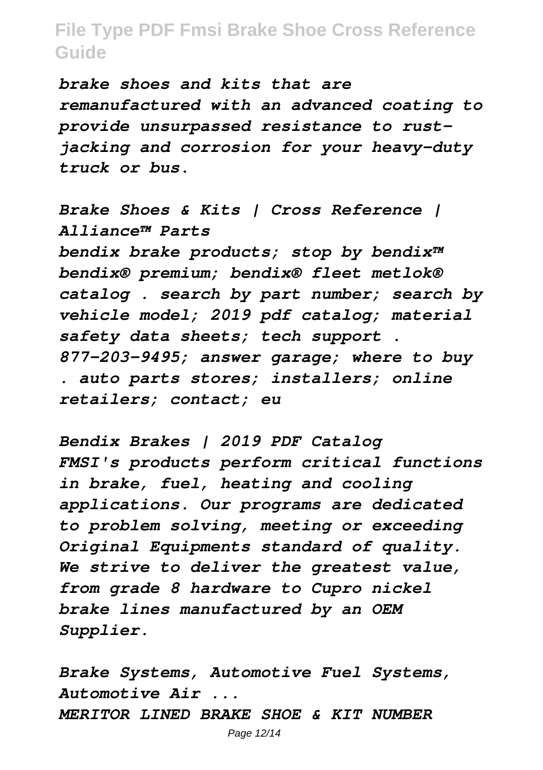*brake shoes and kits that are remanufactured with an advanced coating to provide unsurpassed resistance to rust-jacking and corrosion for your heavy-duty truck or bus.*

*Brake Shoes & Kits | Cross Reference | Alliance™ Parts*

*bendix brake products; stop by bendix™ bendix® premium; bendix® fleet metlok® catalog . search by part number; search by vehicle model; 2019 pdf catalog; material safety data sheets; tech support . 877-203-9495; answer garage; where to buy . auto parts stores; installers; online retailers; contact; eu*

*Bendix Brakes | 2019 PDF Catalog*

*FMSI's products perform critical functions in brake, fuel, heating and cooling applications. Our programs are dedicated to problem solving, meeting or exceeding Original Equipments standard of quality. We strive to deliver the greatest value, from grade 8 hardware to Cupro nickel brake lines manufactured by an OEM Supplier.*

*Brake Systems, Automotive Fuel Systems, Automotive Air ...*

*MERITOR LINED BRAKE SHOE & KIT NUMBER*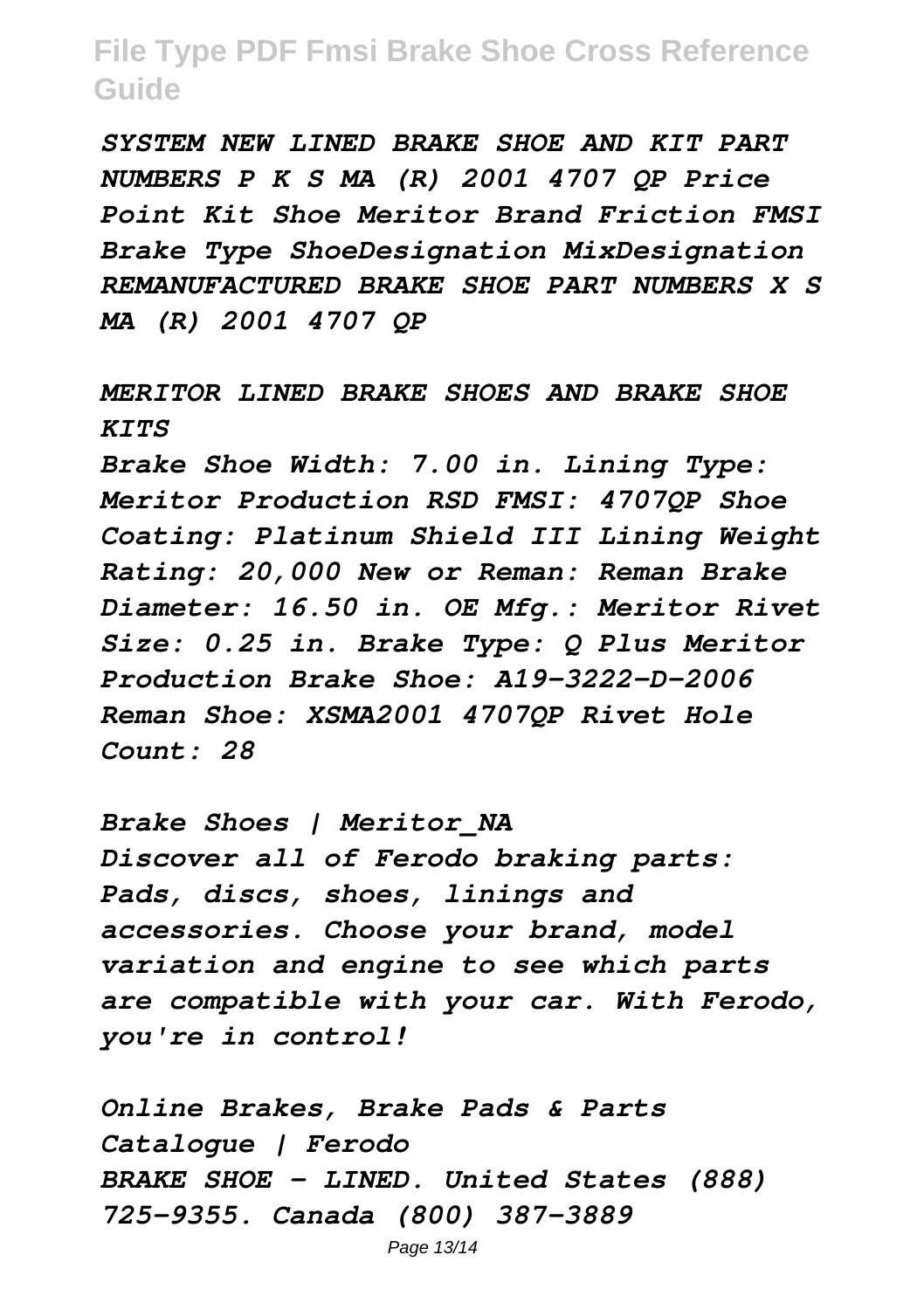*SYSTEM NEW LINED BRAKE SHOE AND KIT PART NUMBERS P K S MA (R) 2001 4707 QP Price Point Kit Shoe Meritor Brand Friction FMSI Brake Type ShoeDesignation MixDesignation REMANUFACTURED BRAKE SHOE PART NUMBERS X S MA (R) 2001 4707 QP*

*MERITOR LINED BRAKE SHOES AND BRAKE SHOE KITS*

*Brake Shoe Width: 7.00 in. Lining Type: Meritor Production RSD FMSI: 4707QP Shoe Coating: Platinum Shield III Lining Weight Rating: 20,000 New or Reman: Reman Brake Diameter: 16.50 in. OE Mfg.: Meritor Rivet Size: 0.25 in. Brake Type: Q Plus Meritor Production Brake Shoe: A19-3222-D-2006 Reman Shoe: XSMA2001 4707QP Rivet Hole Count: 28*

*Brake Shoes | Meritor_NA*

*Discover all of Ferodo braking parts: Pads, discs, shoes, linings and accessories. Choose your brand, model variation and engine to see which parts are compatible with your car. With Ferodo, you're in control!*

*Online Brakes, Brake Pads & Parts Catalogue | Ferodo*

*BRAKE SHOE - LINED. United States (888) 725-9355. Canada (800) 387-3889*